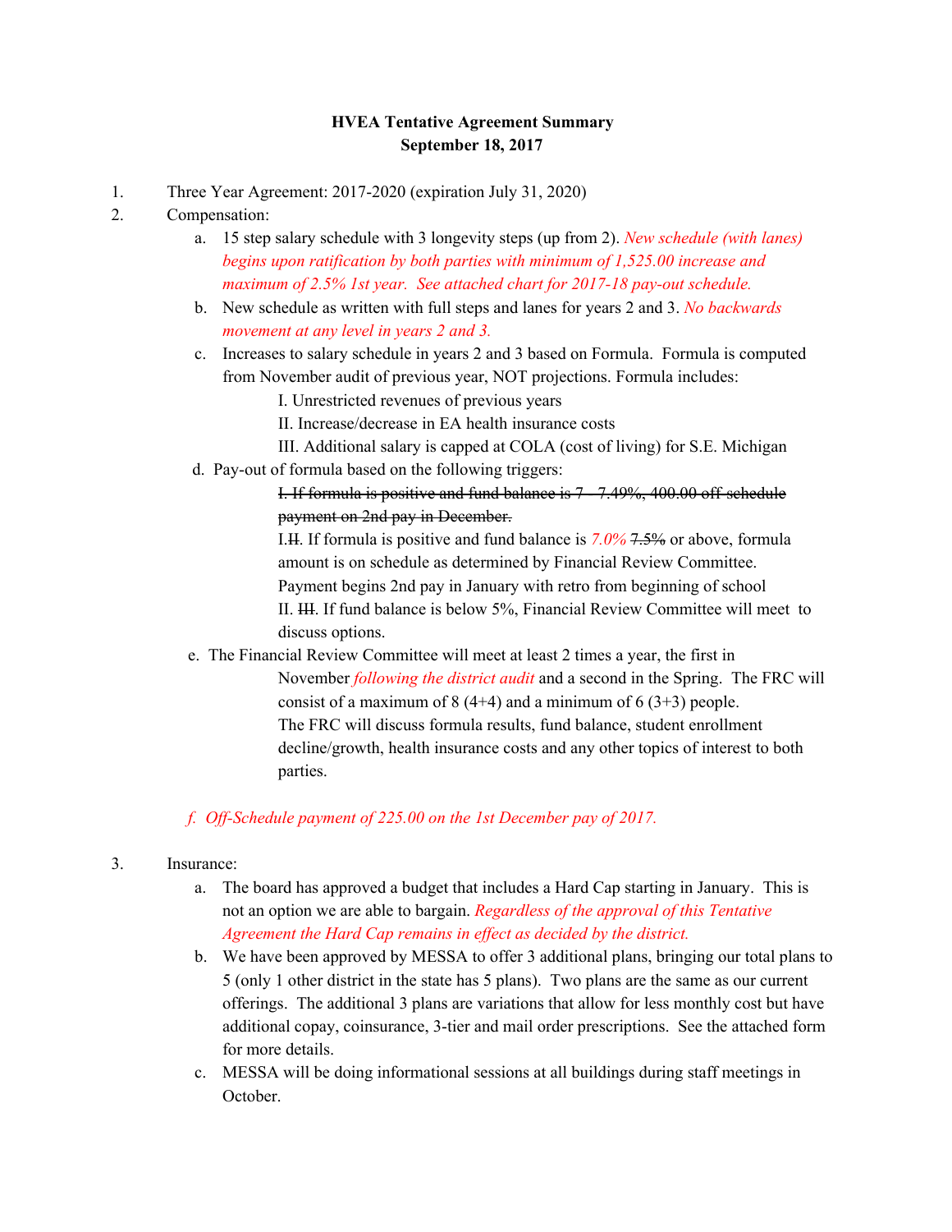**HVEA Tentative Agreement Summary**
**September 18, 2017**

1. Three Year Agreement: 2017-2020 (expiration July 31, 2020)
2. Compensation:
   a. 15 step salary schedule with 3 longevity steps (up from 2). *New schedule (with lanes) begins upon ratification by both parties with minimum of 1,525.00 increase and maximum of 2.5% 1st year. See attached chart for 2017-18 pay-out schedule.*
   b. New schedule as written with full steps and lanes for years 2 and 3. *No backwards movement at any level in years 2 and 3.*
   c. Increases to salary schedule in years 2 and 3 based on Formula. Formula is computed from November audit of previous year, NOT projections. Formula includes:
      I. Unrestricted revenues of previous years
      II. Increase/decrease in EA health insurance costs
      III. Additional salary is capped at COLA (cost of living) for S.E. Michigan
   d. Pay-out of formula based on the following triggers:
      ~~I. If formula is positive and fund balance is 7 - 7.49%, 400.00 off schedule payment on 2nd pay in December.~~
      I.~~II~~. If formula is positive and fund balance is *7.0%* ~~7.5%~~ or above, formula amount is on schedule as determined by Financial Review Committee. Payment begins 2nd pay in January with retro from beginning of school
      II. ~~III~~. If fund balance is below 5%, Financial Review Committee will meet to discuss options.
   e. The Financial Review Committee will meet at least 2 times a year, the first in November *following the district audit* and a second in the Spring. The FRC will consist of a maximum of 8 (4+4) and a minimum of 6 (3+3) people. The FRC will discuss formula results, fund balance, student enrollment decline/growth, health insurance costs and any other topics of interest to both parties.

   *f. Off-Schedule payment of 225.00 on the 1st December pay of 2017.*

3. Insurance:
   a. The board has approved a budget that includes a Hard Cap starting in January. This is not an option we are able to bargain. *Regardless of the approval of this Tentative Agreement the Hard Cap remains in effect as decided by the district.*
   b. We have been approved by MESSA to offer 3 additional plans, bringing our total plans to 5 (only 1 other district in the state has 5 plans). Two plans are the same as our current offerings. The additional 3 plans are variations that allow for less monthly cost but have additional copay, coinsurance, 3-tier and mail order prescriptions. See the attached form for more details.
   c. MESSA will be doing informational sessions at all buildings during staff meetings in October.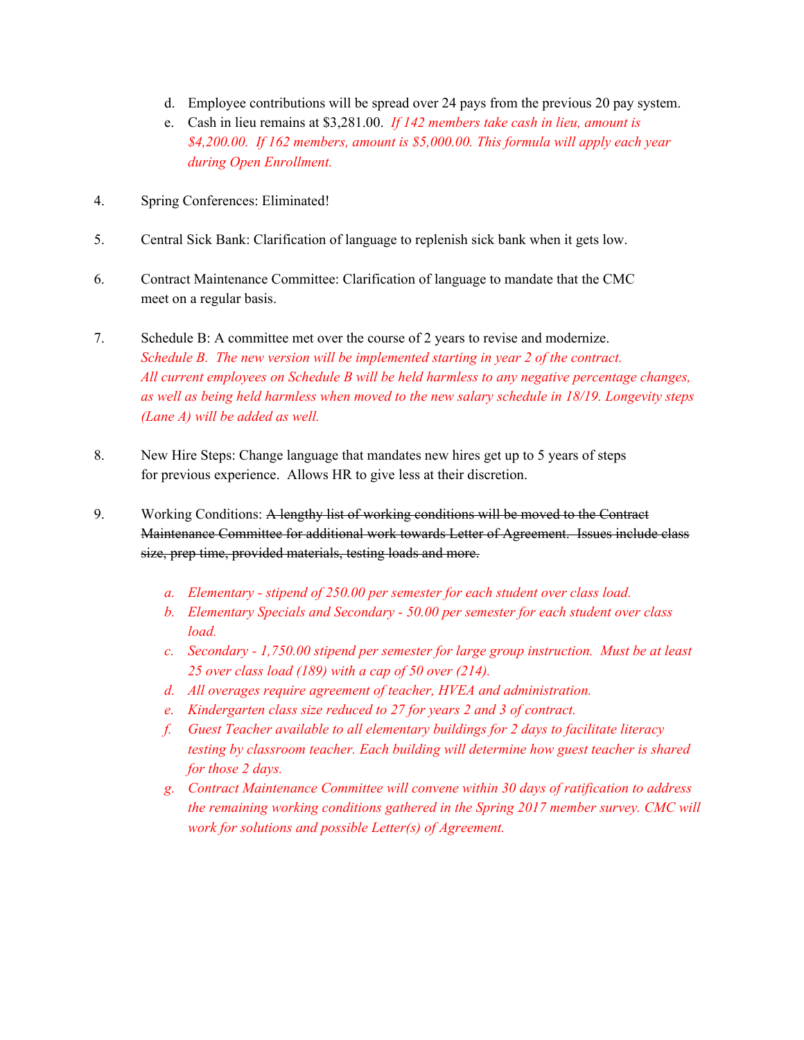d. Employee contributions will be spread over 24 pays from the previous 20 pay system.
e. Cash in lieu remains at $3,281.00. *If 142 members take cash in lieu, amount is $4,200.00. If 162 members, amount is $5,000.00. This formula will apply each year during Open Enrollment.*

4. Spring Conferences: Eliminated!

5. Central Sick Bank: Clarification of language to replenish sick bank when it gets low.

6. Contract Maintenance Committee: Clarification of language to mandate that the CMC meet on a regular basis.

7. Schedule B: A committee met over the course of 2 years to revise and modernize. *Schedule B. The new version will be implemented starting in year 2 of the contract. All current employees on Schedule B will be held harmless to any negative percentage changes, as well as being held harmless when moved to the new salary schedule in 18/19. Longevity steps (Lane A) will be added as well.*

8. New Hire Steps: Change language that mandates new hires get up to 5 years of steps for previous experience. Allows HR to give less at their discretion.

9. Working Conditions: ~~A lengthy list of working conditions will be moved to the Contract Maintenance Committee for additional work towards Letter of Agreement. Issues include class size, prep time, provided materials, testing loads and more.~~

   a. *Elementary - stipend of 250.00 per semester for each student over class load.*
   b. *Elementary Specials and Secondary - 50.00 per semester for each student over class load.*
   c. *Secondary - 1,750.00 stipend per semester for large group instruction. Must be at least 25 over class load (189) with a cap of 50 over (214).*
   d. *All overages require agreement of teacher, HVEA and administration.*
   e. *Kindergarten class size reduced to 27 for years 2 and 3 of contract.*
   f. *Guest Teacher available to all elementary buildings for 2 days to facilitate literacy testing by classroom teacher. Each building will determine how guest teacher is shared for those 2 days.*
   g. *Contract Maintenance Committee will convene within 30 days of ratification to address the remaining working conditions gathered in the Spring 2017 member survey. CMC will work for solutions and possible Letter(s) of Agreement.*